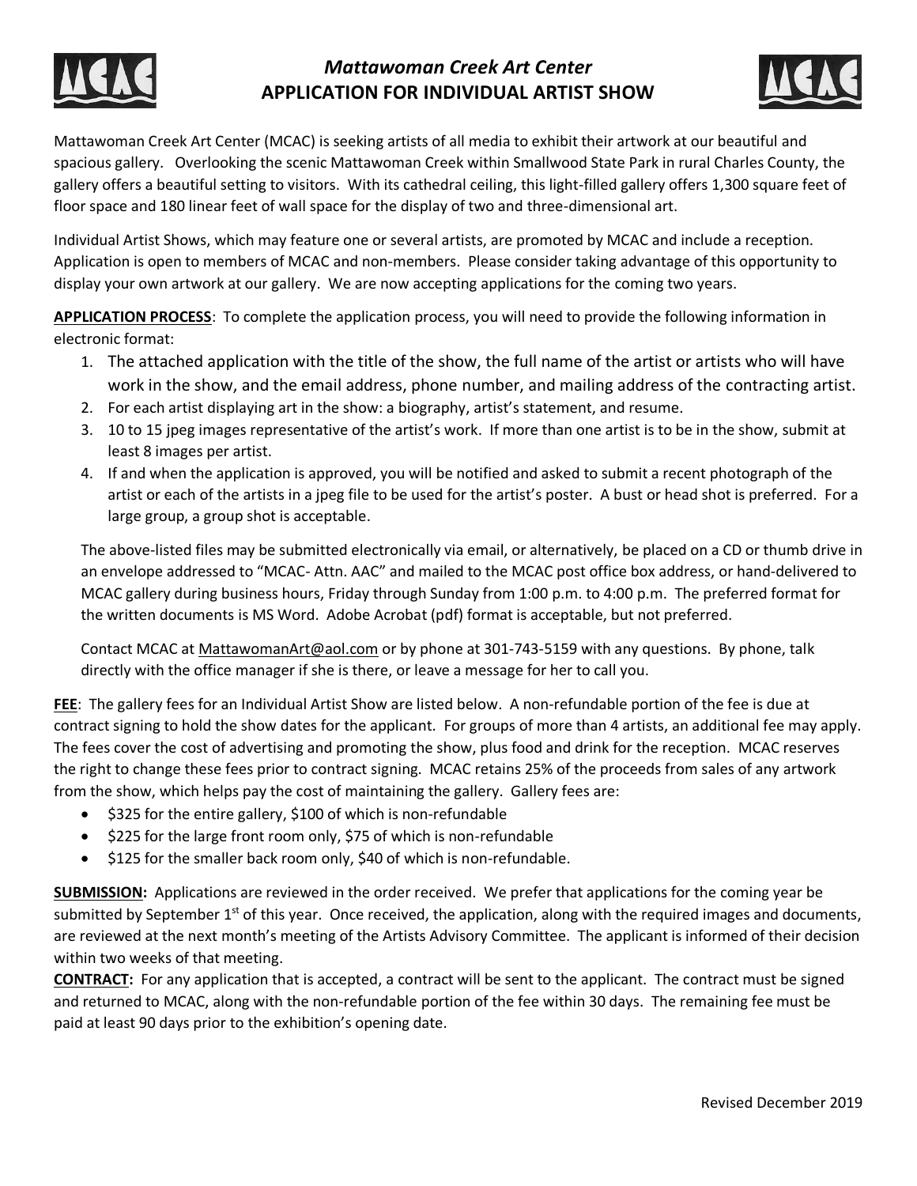# *Mattawoman Creek Art Center*
# APPLICATION FOR INDIVIDUAL ARTIST SHOW

Mattawoman Creek Art Center (MCAC) is seeking artists of all media to exhibit their artwork at our beautiful and spacious gallery. Overlooking the scenic Mattawoman Creek within Smallwood State Park in rural Charles County, the gallery offers a beautiful setting to visitors. With its cathedral ceiling, this light-filled gallery offers 1,300 square feet of floor space and 180 linear feet of wall space for the display of two and three-dimensional art.

Individual Artist Shows, which may feature one or several artists, are promoted by MCAC and include a reception. Application is open to members of MCAC and non-members. Please consider taking advantage of this opportunity to display your own artwork at our gallery. We are now accepting applications for the coming two years.

**APPLICATION PROCESS**: To complete the application process, you will need to provide the following information in electronic format:

1. The attached application with the title of the show, the full name of the artist or artists who will have work in the show, and the email address, phone number, and mailing address of the contracting artist.
2. For each artist displaying art in the show: a biography, artist's statement, and resume.
3. 10 to 15 jpeg images representative of the artist's work. If more than one artist is to be in the show, submit at least 8 images per artist.
4. If and when the application is approved, you will be notified and asked to submit a recent photograph of the artist or each of the artists in a jpeg file to be used for the artist's poster. A bust or head shot is preferred. For a large group, a group shot is acceptable.

The above-listed files may be submitted electronically via email, or alternatively, be placed on a CD or thumb drive in an envelope addressed to "MCAC- Attn. AAC" and mailed to the MCAC post office box address, or hand-delivered to MCAC gallery during business hours, Friday through Sunday from 1:00 p.m. to 4:00 p.m. The preferred format for the written documents is MS Word. Adobe Acrobat (pdf) format is acceptable, but not preferred.

Contact MCAC at MattawomanArt@aol.com or by phone at 301-743-5159 with any questions. By phone, talk directly with the office manager if she is there, or leave a message for her to call you.

**FEE**: The gallery fees for an Individual Artist Show are listed below. A non-refundable portion of the fee is due at contract signing to hold the show dates for the applicant. For groups of more than 4 artists, an additional fee may apply. The fees cover the cost of advertising and promoting the show, plus food and drink for the reception. MCAC reserves the right to change these fees prior to contract signing. MCAC retains 25% of the proceeds from sales of any artwork from the show, which helps pay the cost of maintaining the gallery. Gallery fees are:

- $325 for the entire gallery, $100 of which is non-refundable
- $225 for the large front room only, $75 of which is non-refundable
- $125 for the smaller back room only, $40 of which is non-refundable.

**SUBMISSION:** Applications are reviewed in the order received. We prefer that applications for the coming year be submitted by September 1st of this year. Once received, the application, along with the required images and documents, are reviewed at the next month's meeting of the Artists Advisory Committee. The applicant is informed of their decision within two weeks of that meeting.

**CONTRACT:** For any application that is accepted, a contract will be sent to the applicant. The contract must be signed and returned to MCAC, along with the non-refundable portion of the fee within 30 days. The remaining fee must be paid at least 90 days prior to the exhibition's opening date.

Revised December 2019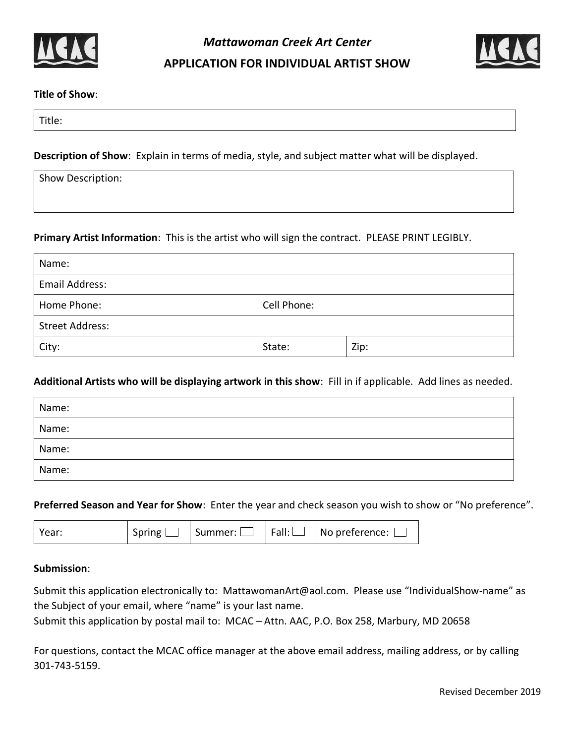# *Mattawoman Creek Art Center*

## APPLICATION FOR INDIVIDUAL ARTIST SHOW

**Title of Show**:

| |
|---|
| Title: |

**Description of Show**: Explain in terms of media, style, and subject matter what will be displayed.

| |
|---|
| Show Description: |

**Primary Artist Information**: This is the artist who will sign the contract. PLEASE PRINT LEGIBLY.

| | | |
|---|---|---|
| Name: | | |
| Email Address: | | |
| Home Phone: | Cell Phone: | |
| Street Address: | | |
| City: | State: | Zip: |

**Additional Artists who will be displaying artwork in this show**: Fill in if applicable. Add lines as needed.

| |
|---|
| Name: |
| Name: |
| Name: |
| Name: |

**Preferred Season and Year for Show**: Enter the year and check season you wish to show or "No preference".

| | | | | |
|---|---|---|---|---|
| Year: | Spring ☐ | Summer: ☐ | Fall: ☐ | No preference: ☐ |

**Submission**:

Submit this application electronically to: MattawomanArt@aol.com. Please use "IndividualShow-name" as the Subject of your email, where "name" is your last name.
Submit this application by postal mail to: MCAC – Attn. AAC, P.O. Box 258, Marbury, MD 20658

For questions, contact the MCAC office manager at the above email address, mailing address, or by calling 301-743-5159.

Revised December 2019